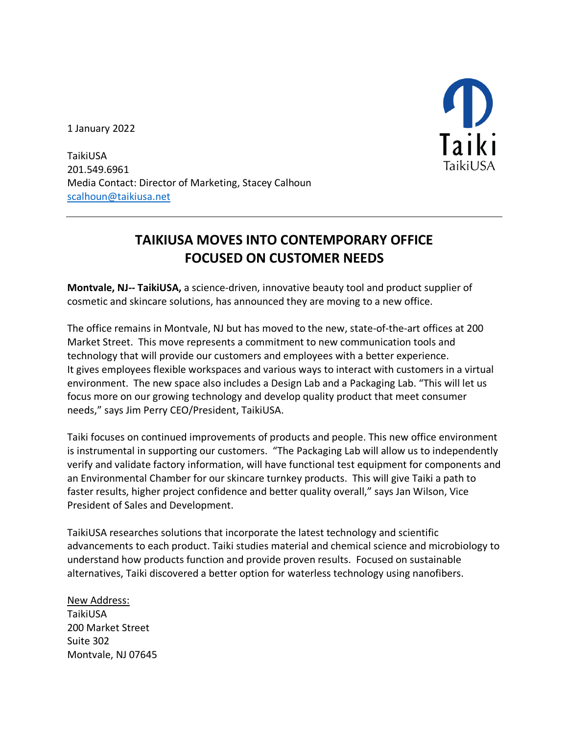1 January 2022

TaikiUSA
201.549.6961
Media Contact: Director of Marketing, Stacey Calhoun
scalhoun@taikiusa.net

Taiki
TaikiUSA

---

# TAIKIUSA MOVES INTO CONTEMPORARY OFFICE FOCUSED ON CUSTOMER NEEDS

**Montvale, NJ-- TaikiUSA,** a science-driven, innovative beauty tool and product supplier of cosmetic and skincare solutions, has announced they are moving to a new office.

The office remains in Montvale, NJ but has moved to the new, state-of-the-art offices at 200 Market Street. This move represents a commitment to new communication tools and technology that will provide our customers and employees with a better experience. It gives employees flexible workspaces and various ways to interact with customers in a virtual environment. The new space also includes a Design Lab and a Packaging Lab. "This will let us focus more on our growing technology and develop quality product that meet consumer needs," says Jim Perry CEO/President, TaikiUSA.

Taiki focuses on continued improvements of products and people. This new office environment is instrumental in supporting our customers. "The Packaging Lab will allow us to independently verify and validate factory information, will have functional test equipment for components and an Environmental Chamber for our skincare turnkey products. This will give Taiki a path to faster results, higher project confidence and better quality overall," says Jan Wilson, Vice President of Sales and Development.

TaikiUSA researches solutions that incorporate the latest technology and scientific advancements to each product. Taiki studies material and chemical science and microbiology to understand how products function and provide proven results. Focused on sustainable alternatives, Taiki discovered a better option for waterless technology using nanofibers.

New Address:
TaikiUSA
200 Market Street
Suite 302
Montvale, NJ 07645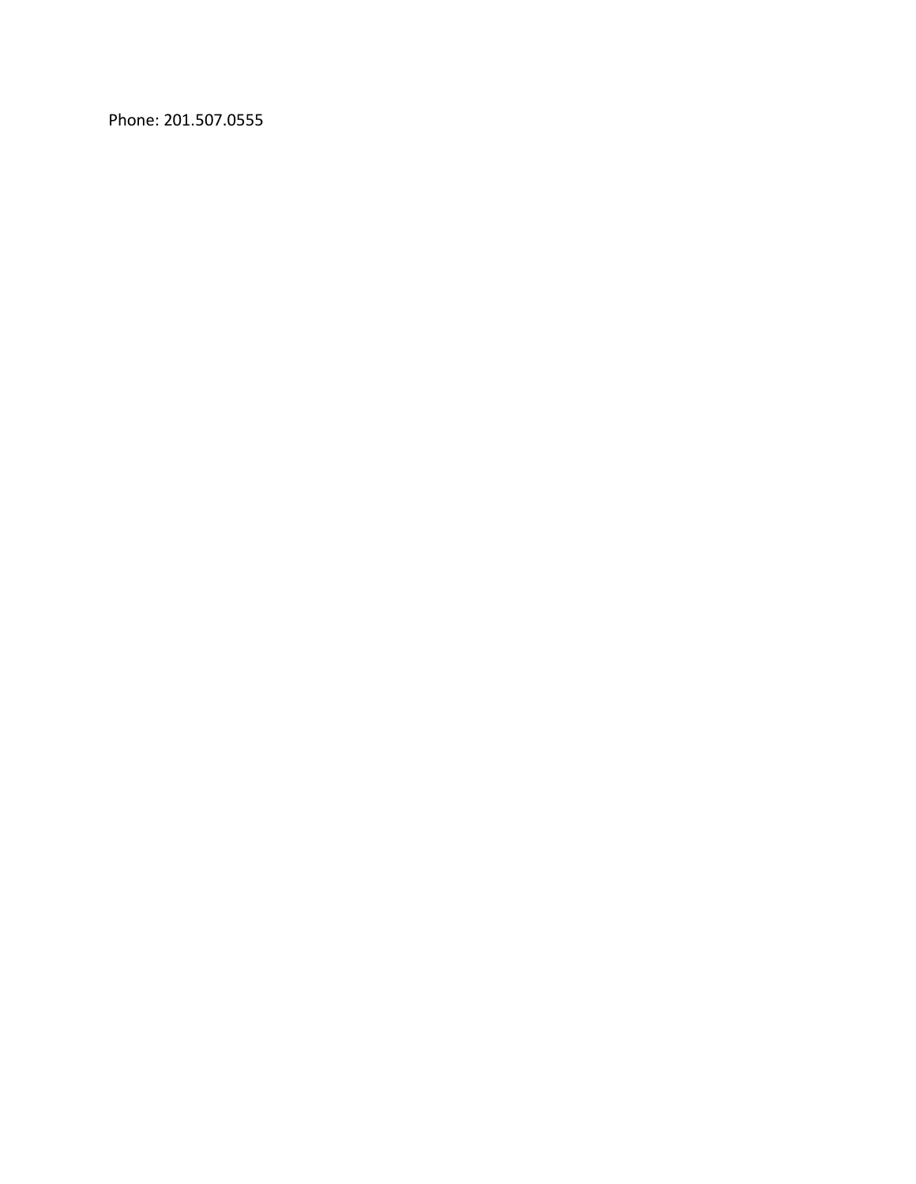Phone: 201.507.0555